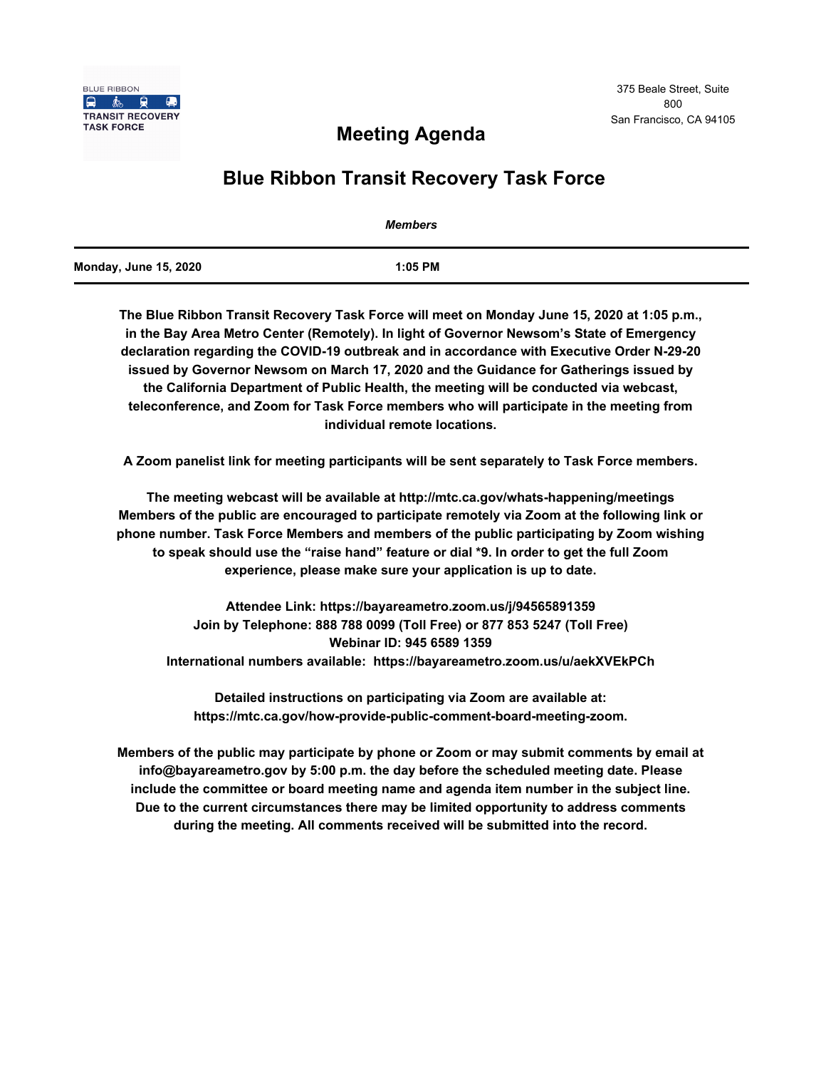BLUE RIBBON

TRANSIT RECOVERY TASK FORCE

375 Beale Street, Suite 800
San Francisco, CA 94105

# Meeting Agenda

## Blue Ribbon Transit Recovery Task Force

*Members*

**Monday, June 15, 2020** | **1:05 PM**

**The Blue Ribbon Transit Recovery Task Force will meet on Monday June 15, 2020 at 1:05 p.m., in the Bay Area Metro Center (Remotely). In light of Governor Newsom's State of Emergency declaration regarding the COVID-19 outbreak and in accordance with Executive Order N-29-20 issued by Governor Newsom on March 17, 2020 and the Guidance for Gatherings issued by the California Department of Public Health, the meeting will be conducted via webcast, teleconference, and Zoom for Task Force members who will participate in the meeting from individual remote locations.**

**A Zoom panelist link for meeting participants will be sent separately to Task Force members.**

**The meeting webcast will be available at http://mtc.ca.gov/whats-happening/meetings Members of the public are encouraged to participate remotely via Zoom at the following link or phone number. Task Force Members and members of the public participating by Zoom wishing to speak should use the "raise hand" feature or dial *9. In order to get the full Zoom experience, please make sure your application is up to date.**

**Attendee Link: https://bayareametro.zoom.us/j/94565891359**
**Join by Telephone: 888 788 0099 (Toll Free) or 877 853 5247 (Toll Free)**
**Webinar ID: 945 6589 1359**
**International numbers available: https://bayareametro.zoom.us/u/aekXVEkPCh**

**Detailed instructions on participating via Zoom are available at: https://mtc.ca.gov/how-provide-public-comment-board-meeting-zoom.**

**Members of the public may participate by phone or Zoom or may submit comments by email at info@bayareametro.gov by 5:00 p.m. the day before the scheduled meeting date. Please include the committee or board meeting name and agenda item number in the subject line. Due to the current circumstances there may be limited opportunity to address comments during the meeting. All comments received will be submitted into the record.**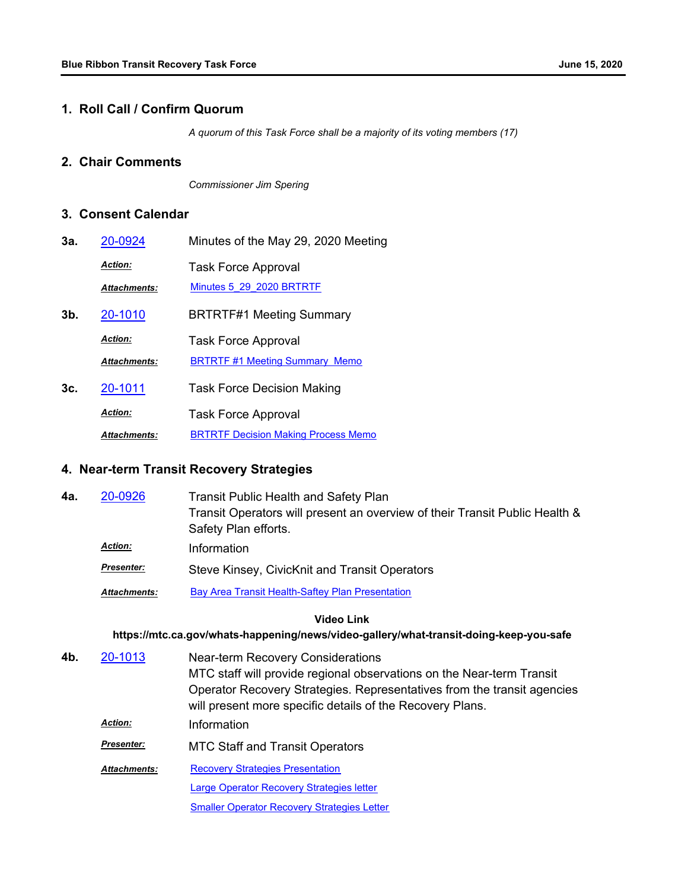## 1. Roll Call / Confirm Quorum

*A quorum of this Task Force shall be a majority of its voting members (17)*

## 2. Chair Comments

*Commissioner Jim Spering*

## 3. Consent Calendar

**3a.** 20-0924 Minutes of the May 29, 2020 Meeting

***Action:*** Task Force Approval

***Attachments:*** Minutes 5_29_2020 BRTRTF

**3b.** 20-1010 BRTRTF#1 Meeting Summary

***Action:*** Task Force Approval

***Attachments:*** BRTRTF #1 Meeting Summary Memo

**3c.** 20-1011 Task Force Decision Making

***Action:*** Task Force Approval

***Attachments:*** BRTRTF Decision Making Process Memo

## 4. Near-term Transit Recovery Strategies

**4a.** 20-0926 Transit Public Health and Safety Plan

Transit Operators will present an overview of their Transit Public Health & Safety Plan efforts.

***Action:*** Information

***Presenter:*** Steve Kinsey, CivicKnit and Transit Operators

***Attachments:*** Bay Area Transit Health-Saftey Plan Presentation

**Video Link**

**https://mtc.ca.gov/whats-happening/news/video-gallery/what-transit-doing-keep-you-safe**

**4b.** 20-1013 Near-term Recovery Considerations

MTC staff will provide regional observations on the Near-term Transit Operator Recovery Strategies. Representatives from the transit agencies will present more specific details of the Recovery Plans.

***Action:*** Information

***Presenter:*** MTC Staff and Transit Operators

***Attachments:*** Recovery Strategies Presentation

Large Operator Recovery Strategies letter

Smaller Operator Recovery Strategies Letter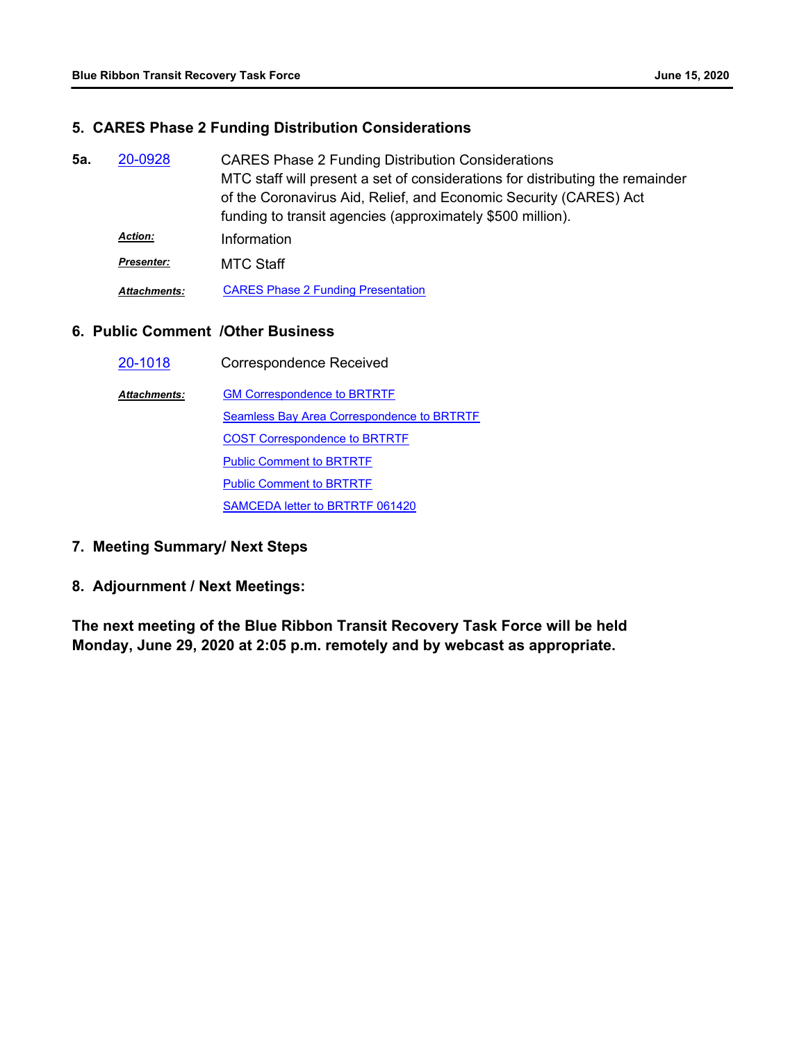## 5. CARES Phase 2 Funding Distribution Considerations

**5a.** 20-0928 CARES Phase 2 Funding Distribution Considerations

MTC staff will present a set of considerations for distributing the remainder of the Coronavirus Aid, Relief, and Economic Security (CARES) Act funding to transit agencies (approximately $500 million).

***Action:*** Information

***Presenter:*** MTC Staff

***Attachments:*** CARES Phase 2 Funding Presentation

## 6. Public Comment /Other Business

20-1018 Correspondence Received

***Attachments:***
- GM Correspondence to BRTRTF
- Seamless Bay Area Correspondence to BRTRTF
- COST Correspondence to BRTRTF
- Public Comment to BRTRTF
- Public Comment to BRTRTF
- SAMCEDA letter to BRTRTF 061420

## 7. Meeting Summary/ Next Steps

## 8. Adjournment / Next Meetings:

**The next meeting of the Blue Ribbon Transit Recovery Task Force will be held Monday, June 29, 2020 at 2:05 p.m. remotely and by webcast as appropriate.**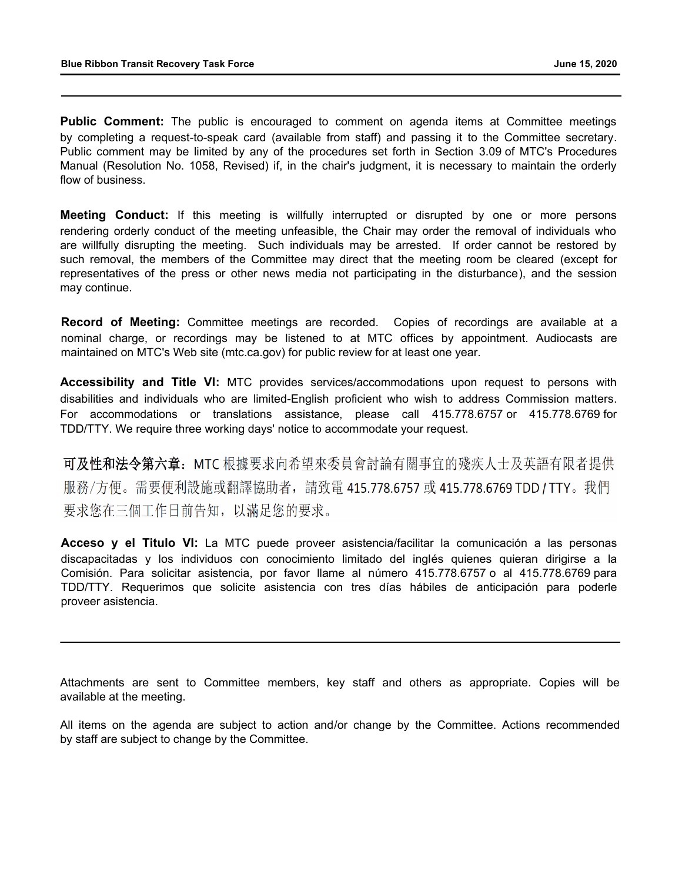**Public Comment:** The public is encouraged to comment on agenda items at Committee meetings by completing a request-to-speak card (available from staff) and passing it to the Committee secretary. Public comment may be limited by any of the procedures set forth in Section 3.09 of MTC's Procedures Manual (Resolution No. 1058, Revised) if, in the chair's judgment, it is necessary to maintain the orderly flow of business.

**Meeting Conduct:** If this meeting is willfully interrupted or disrupted by one or more persons rendering orderly conduct of the meeting unfeasible, the Chair may order the removal of individuals who are willfully disrupting the meeting. Such individuals may be arrested. If order cannot be restored by such removal, the members of the Committee may direct that the meeting room be cleared (except for representatives of the press or other news media not participating in the disturbance), and the session may continue.

**Record of Meeting:** Committee meetings are recorded. Copies of recordings are available at a nominal charge, or recordings may be listened to at MTC offices by appointment. Audiocasts are maintained on MTC's Web site (mtc.ca.gov) for public review for at least one year.

**Accessibility and Title VI:** MTC provides services/accommodations upon request to persons with disabilities and individuals who are limited-English proficient who wish to address Commission matters. For accommodations or translations assistance, please call 415.778.6757 or 415.778.6769 for TDD/TTY. We require three working days' notice to accommodate your request.

**可及性和法令第六章**：MTC 根據要求向希望來委員會討論有關事宜的殘疾人士及英語有限者提供服務/方便。需要便利設施或翻譯協助者，請致電 415.778.6757 或 415.778.6769 TDD / TTY。我們要求您在三個工作日前告知，以滿足您的要求。

**Acceso y el Titulo VI:** La MTC puede proveer asistencia/facilitar la comunicación a las personas discapacitadas y los individuos con conocimiento limitado del inglés quienes quieran dirigirse a la Comisión. Para solicitar asistencia, por favor llame al número 415.778.6757 o al 415.778.6769 para TDD/TTY. Requerimos que solicite asistencia con tres días hábiles de anticipación para poderle proveer asistencia.

---

Attachments are sent to Committee members, key staff and others as appropriate. Copies will be available at the meeting.

All items on the agenda are subject to action and/or change by the Committee. Actions recommended by staff are subject to change by the Committee.